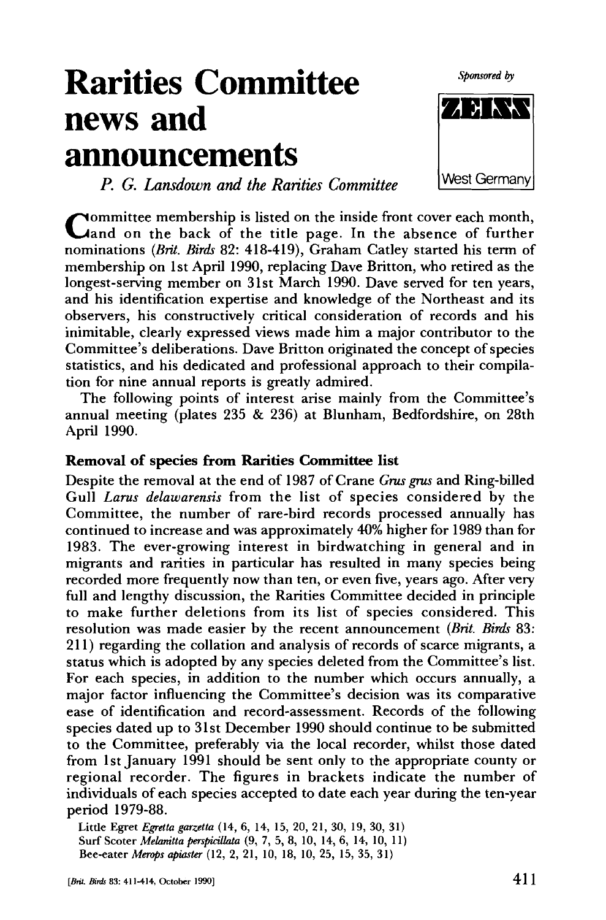# Rarities Committee news and announcements

*Sponsored by*

**ZEISS**

West Germany

*P. G. Lansdown and the Rarities Committee*

Committee membership is listed on the inside front cover each month, and on the back of the title page. In the absence of further nominations (*Brit. Birds* 82: 418-419), Graham Catley started his term of membership on 1st April 1990, replacing Dave Britton, who retired as the longest-serving member on 31st March 1990. Dave served for ten years, and his identification expertise and knowledge of the Northeast and its observers, his constructively critical consideration of records and his inimitable, clearly expressed views made him a major contributor to the Committee's deliberations. Dave Britton originated the concept of species statistics, and his dedicated and professional approach to their compilation for nine annual reports is greatly admired.

The following points of interest arise mainly from the Committee's annual meeting (plates 235 & 236) at Blunham, Bedfordshire, on 28th April 1990.

### Removal of species from Rarities Committee list

Despite the removal at the end of 1987 of Crane *Grus grus* and Ring-billed Gull *Larus delawarensis* from the list of species considered by the Committee, the number of rare-bird records processed annually has continued to increase and was approximately 40% higher for 1989 than for 1983. The ever-growing interest in birdwatching in general and in migrants and rarities in particular has resulted in many species being recorded more frequently now than ten, or even five, years ago. After very full and lengthy discussion, the Rarities Committee decided in principle to make further deletions from its list of species considered. This resolution was made easier by the recent announcement (*Brit. Birds* 83: 211) regarding the collation and analysis of records of scarce migrants, a status which is adopted by any species deleted from the Committee's list. For each species, in addition to the number which occurs annually, a major factor influencing the Committee's decision was its comparative ease of identification and record-assessment. Records of the following species dated up to 31st December 1990 should continue to be submitted to the Committee, preferably via the local recorder, whilst those dated from 1st January 1991 should be sent only to the appropriate county or regional recorder. The figures in brackets indicate the number of individuals of each species accepted to date each year during the ten-year period 1979-88.

Little Egret *Egretta garzetta* (14, 6, 14, 15, 20, 21, 30, 19, 30, 31)
Surf Scoter *Melanitta perspicillata* (9, 7, 5, 8, 10, 14, 6, 14, 10, 11)
Bee-eater *Merops apiaster* (12, 2, 21, 10, 18, 10, 25, 15, 35, 31)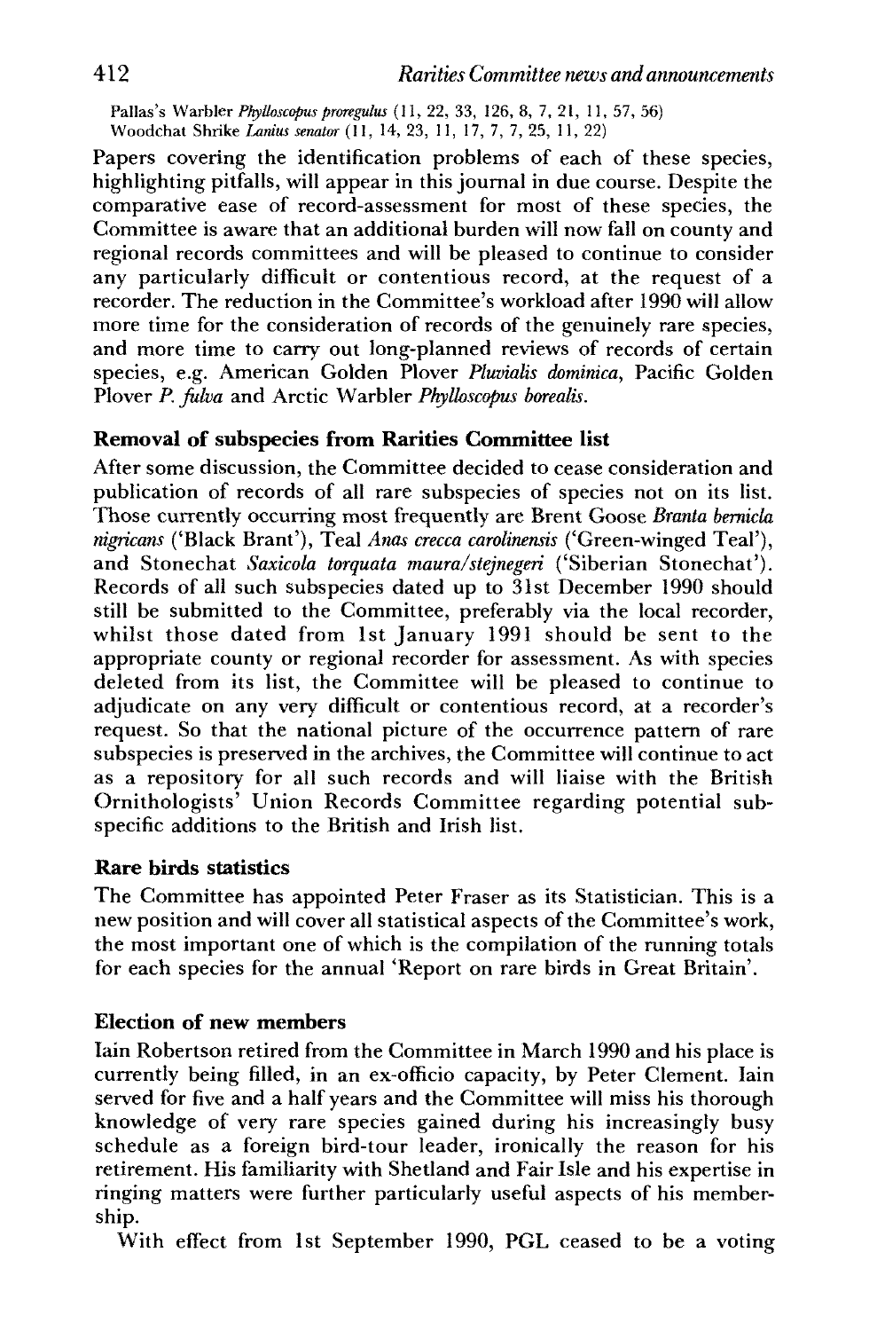Pallas's Warbler *Phylloscopus proregulus* (11, 22, 33, 126, 8, 7, 21, 11, 57, 56)
Woodchat Shrike *Lanius senator* (11, 14, 23, 11, 17, 7, 7, 25, 11, 22)

Papers covering the identification problems of each of these species, highlighting pitfalls, will appear in this journal in due course. Despite the comparative ease of record-assessment for most of these species, the Committee is aware that an additional burden will now fall on county and regional records committees and will be pleased to continue to consider any particularly difficult or contentious record, at the request of a recorder. The reduction in the Committee's workload after 1990 will allow more time for the consideration of records of the genuinely rare species, and more time to carry out long-planned reviews of records of certain species, e.g. American Golden Plover *Pluvialis dominica*, Pacific Golden Plover *P. fulva* and Arctic Warbler *Phylloscopus borealis*.

## Removal of subspecies from Rarities Committee list

After some discussion, the Committee decided to cease consideration and publication of records of all rare subspecies of species not on its list. Those currently occurring most frequently are Brent Goose *Branta bernicla nigricans* ('Black Brant'), Teal *Anas crecca carolinensis* ('Green-winged Teal'), and Stonechat *Saxicola torquata maura/stejnegeri* ('Siberian Stonechat'). Records of all such subspecies dated up to 31st December 1990 should still be submitted to the Committee, preferably via the local recorder, whilst those dated from 1st January 1991 should be sent to the appropriate county or regional recorder for assessment. As with species deleted from its list, the Committee will be pleased to continue to adjudicate on any very difficult or contentious record, at a recorder's request. So that the national picture of the occurrence pattern of rare subspecies is preserved in the archives, the Committee will continue to act as a repository for all such records and will liaise with the British Ornithologists' Union Records Committee regarding potential subspecific additions to the British and Irish list.

## Rare birds statistics

The Committee has appointed Peter Fraser as its Statistician. This is a new position and will cover all statistical aspects of the Committee's work, the most important one of which is the compilation of the running totals for each species for the annual 'Report on rare birds in Great Britain'.

## Election of new members

Iain Robertson retired from the Committee in March 1990 and his place is currently being filled, in an ex-officio capacity, by Peter Clement. Iain served for five and a half years and the Committee will miss his thorough knowledge of very rare species gained during his increasingly busy schedule as a foreign bird-tour leader, ironically the reason for his retirement. His familiarity with Shetland and Fair Isle and his expertise in ringing matters were further particularly useful aspects of his membership.

With effect from 1st September 1990, PGL ceased to be a voting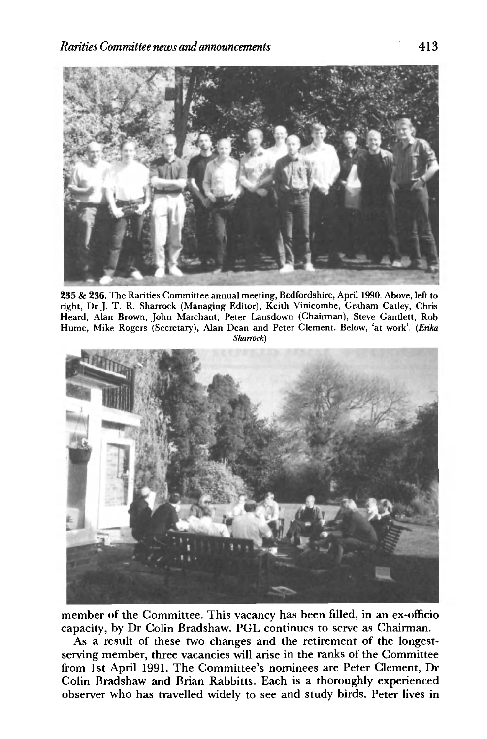**235 & 236.** The Rarities Committee annual meeting, Bedfordshire, April 1990. Above, left to right, Dr J. T. R. Sharrock (Managing Editor), Keith Vinicombe, Graham Catley, Chris Heard, Alan Brown, John Marchant, Peter Lansdown (Chairman), Steve Gantlett, Rob Hume, Mike Rogers (Secretary), Alan Dean and Peter Clement. Below, 'at work'. (*Erika Sharrock*)

member of the Committee. This vacancy has been filled, in an ex-officio capacity, by Dr Colin Bradshaw. PGL continues to serve as Chairman.

As a result of these two changes and the retirement of the longest-serving member, three vacancies will arise in the ranks of the Committee from 1st April 1991. The Committee's nominees are Peter Clement, Dr Colin Bradshaw and Brian Rabbitts. Each is a thoroughly experienced observer who has travelled widely to see and study birds. Peter lives in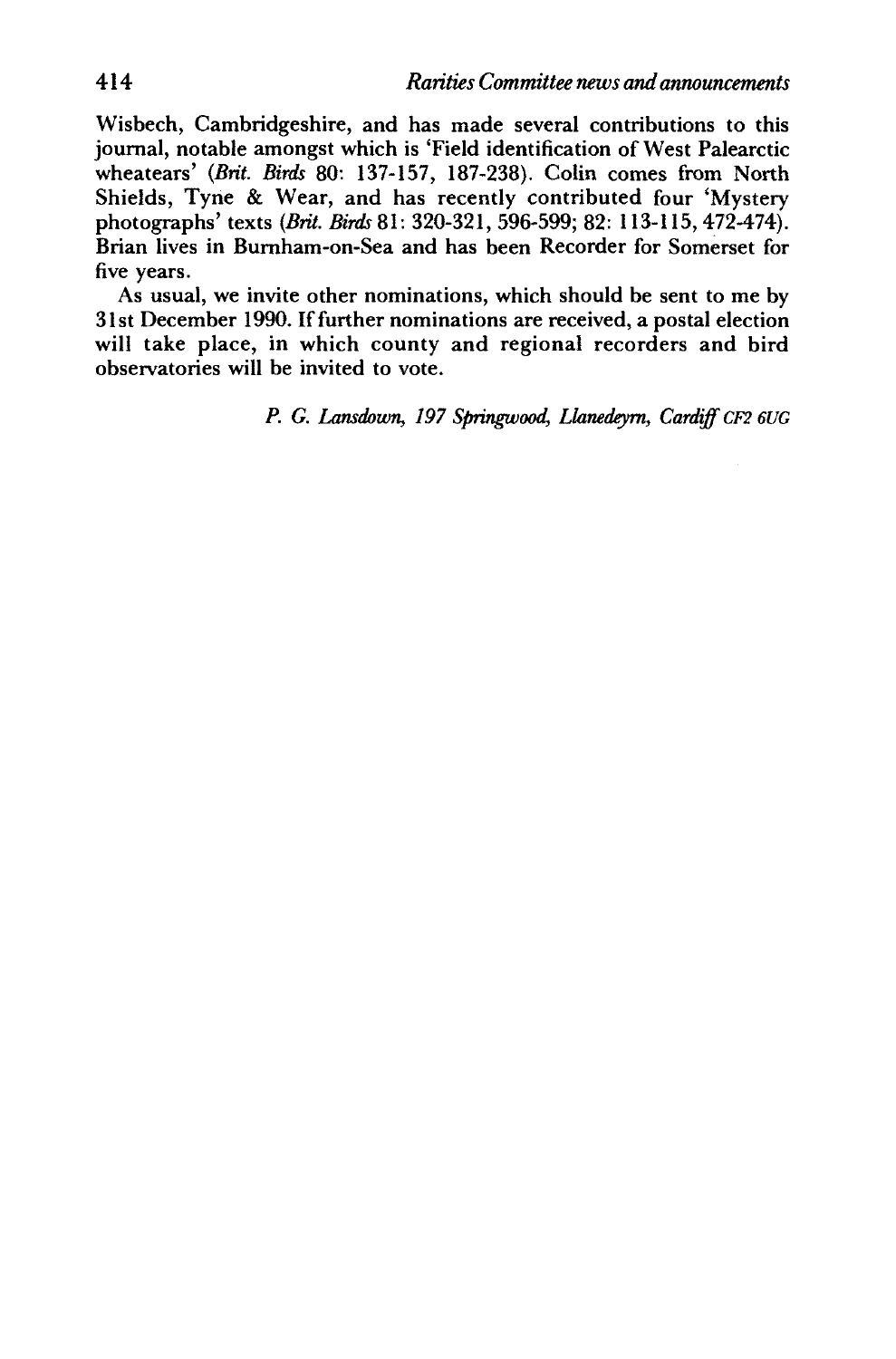Wisbech, Cambridgeshire, and has made several contributions to this journal, notable amongst which is 'Field identification of West Palearctic wheatears' (*Brit. Birds* 80: 137-157, 187-238). Colin comes from North Shields, Tyne & Wear, and has recently contributed four 'Mystery photographs' texts (*Brit. Birds* 81: 320-321, 596-599; 82: 113-115, 472-474). Brian lives in Burnham-on-Sea and has been Recorder for Somerset for five years.

As usual, we invite other nominations, which should be sent to me by 31st December 1990. If further nominations are received, a postal election will take place, in which county and regional recorders and bird observatories will be invited to vote.

*P. G. Lansdown, 197 Springwood, Llanedeyrn, Cardiff* CF2 6UG